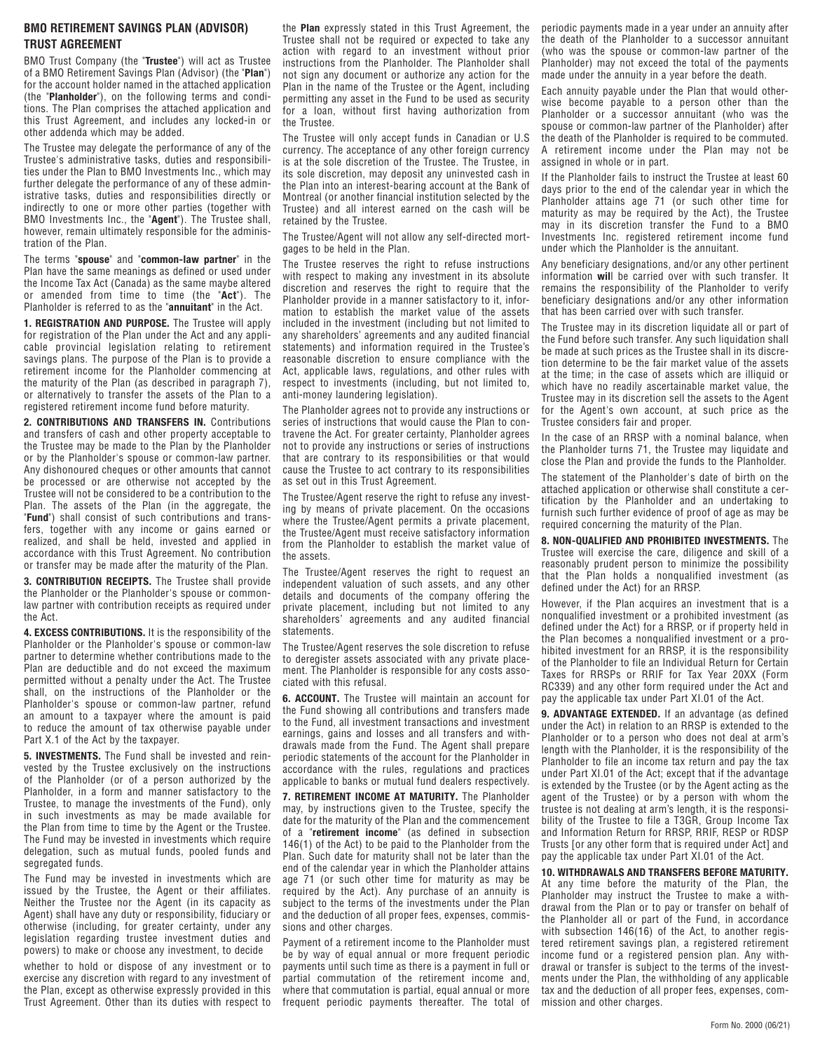## BMO RETIREMENT SAVINGS PLAN (ADVISOR) TRUST AGREEMENT

BMO Trust Company (the "**Trustee**") will act as Trustee of a BMO Retirement Savings Plan (Advisor) (the "**Plan**") for the account holder named in the attached application (the "**Planholder**"), on the following terms and conditions. The Plan comprises the attached application and this Trust Agreement, and includes any locked-in or other addenda which may be added.

The Trustee may delegate the performance of any of the Trustee's administrative tasks, duties and responsibilities under the Plan to BMO Investments Inc., which may further delegate the performance of any of these administrative tasks, duties and responsibilities directly or indirectly to one or more other parties (together with BMO Investments Inc., the "**Agent**"). The Trustee shall, however, remain ultimately responsible for the administration of the Plan.

The terms "**spouse**" and "**common-law partner**" in the Plan have the same meanings as defined or used under the Income Tax Act (Canada) as the same maybe altered or amended from time to time (the "**Act**"). The Planholder is referred to as the "**annuitant**" in the Act.

**1. REGISTRATION AND PURPOSE.** The Trustee will apply for registration of the Plan under the Act and any applicable provincial legislation relating to retirement savings plans. The purpose of the Plan is to provide a retirement income for the Planholder commencing at the maturity of the Plan (as described in paragraph 7), or alternatively to transfer the assets of the Plan to a registered retirement income fund before maturity.

**2. CONTRIBUTIONS AND TRANSFERS IN.** Contributions and transfers of cash and other property acceptable to the Trustee may be made to the Plan by the Planholder or by the Planholder's spouse or common-law partner. Any dishonoured cheques or other amounts that cannot be processed or are otherwise not accepted by the Trustee will not be considered to be a contribution to the Plan. The assets of the Plan (in the aggregate, the "**Fund**") shall consist of such contributions and transfers, together with any income or gains earned or realized, and shall be held, invested and applied in accordance with this Trust Agreement. No contribution or transfer may be made after the maturity of the Plan.

**3. CONTRIBUTION RECEIPTS.** The Trustee shall provide the Planholder or the Planholder's spouse or common-law partner with contribution receipts as required under the Act.

**4. EXCESS CONTRIBUTIONS.** It is the responsibility of the Planholder or the Planholder's spouse or common-law partner to determine whether contributions made to the Plan are deductible and do not exceed the maximum permitted without a penalty under the Act. The Trustee shall, on the instructions of the Planholder or the Planholder's spouse or common-law partner, refund an amount to a taxpayer where the amount is paid to reduce the amount of tax otherwise payable under Part X.1 of the Act by the taxpayer.

**5. INVESTMENTS.** The Fund shall be invested and reinvested by the Trustee exclusively on the instructions of the Planholder (or of a person authorized by the Planholder, in a form and manner satisfactory to the Trustee, to manage the investments of the Fund), only in such investments as may be made available for the Plan from time to time by the Agent or the Trustee. The Fund may be invested in investments which require delegation, such as mutual funds, pooled funds and segregated funds.

The Fund may be invested in investments which are issued by the Trustee, the Agent or their affiliates. Neither the Trustee nor the Agent (in its capacity as Agent) shall have any duty or responsibility, fiduciary or otherwise (including, for greater certainty, under any legislation regarding trustee investment duties and powers) to make or choose any investment, to decide whether to hold or dispose of any investment or to exercise any discretion with regard to any investment of the Plan, except as otherwise expressly provided in this Trust Agreement. Other than its duties with respect to the **Plan** expressly stated in this Trust Agreement, the Trustee shall not be required or expected to take any action with regard to an investment without prior instructions from the Planholder. The Planholder shall not sign any document or authorize any action for the Plan in the name of the Trustee or the Agent, including permitting any asset in the Fund to be used as security for a loan, without first having authorization from the Trustee.

The Trustee will only accept funds in Canadian or U.S currency. The acceptance of any other foreign currency is at the sole discretion of the Trustee. The Trustee, in its sole discretion, may deposit any uninvested cash in the Plan into an interest-bearing account at the Bank of Montreal (or another financial institution selected by the Trustee) and all interest earned on the cash will be retained by the Trustee.

The Trustee/Agent will not allow any self-directed mortgages to be held in the Plan.

The Trustee reserves the right to refuse instructions with respect to making any investment in its absolute discretion and reserves the right to require that the Planholder provide in a manner satisfactory to it, information to establish the market value of the assets included in the investment (including but not limited to any shareholders' agreements and any audited financial statements) and information required in the Trustee's reasonable discretion to ensure compliance with the Act, applicable laws, regulations, and other rules with respect to investments (including, but not limited to, anti-money laundering legislation).

The Planholder agrees not to provide any instructions or series of instructions that would cause the Plan to contravene the Act. For greater certainty, Planholder agrees not to provide any instructions or series of instructions that are contrary to its responsibilities or that would cause the Trustee to act contrary to its responsibilities as set out in this Trust Agreement.

The Trustee/Agent reserve the right to refuse any investing by means of private placement. On the occasions where the Trustee/Agent permits a private placement, the Trustee/Agent must receive satisfactory information from the Planholder to establish the market value of the assets.

The Trustee/Agent reserves the right to request an independent valuation of such assets, and any other details and documents of the company offering the private placement, including but not limited to any shareholders' agreements and any audited financial statements.

The Trustee/Agent reserves the sole discretion to refuse to deregister assets associated with any private placement. The Planholder is responsible for any costs associated with this refusal.

**6. ACCOUNT.** The Trustee will maintain an account for the Fund showing all contributions and transfers made to the Fund, all investment transactions and investment earnings, gains and losses and all transfers and withdrawals made from the Fund. The Agent shall prepare periodic statements of the account for the Planholder in accordance with the rules, regulations and practices applicable to banks or mutual fund dealers respectively.

**7. RETIREMENT INCOME AT MATURITY.** The Planholder may, by instructions given to the Trustee, specify the date for the maturity of the Plan and the commencement of a "**retirement income**" (as defined in subsection 146(1) of the Act) to be paid to the Planholder from the Plan. Such date for maturity shall not be later than the end of the calendar year in which the Planholder attains age 71 (or such other time for maturity as may be required by the Act). Any purchase of an annuity is subject to the terms of the investments under the Plan and the deduction of all proper fees, expenses, commissions and other charges.

Payment of a retirement income to the Planholder must be by way of equal annual or more frequent periodic payments until such time as there is a payment in full or partial commutation of the retirement income and, where that commutation is partial, equal annual or more frequent periodic payments thereafter. The total of periodic payments made in a year under an annuity after the death of the Planholder to a successor annuitant (who was the spouse or common-law partner of the Planholder) may not exceed the total of the payments made under the annuity in a year before the death.

Each annuity payable under the Plan that would otherwise become payable to a person other than the Planholder or a successor annuitant (who was the spouse or common-law partner of the Planholder) after the death of the Planholder is required to be commuted. A retirement income under the Plan may not be assigned in whole or in part.

If the Planholder fails to instruct the Trustee at least 60 days prior to the end of the calendar year in which the Planholder attains age 71 (or such other time for maturity as may be required by the Act), the Trustee may in its discretion transfer the Fund to a BMO Investments Inc. registered retirement income fund under which the Planholder is the annuitant.

Any beneficiary designations, and/or any other pertinent information **wil**l be carried over with such transfer. It remains the responsibility of the Planholder to verify beneficiary designations and/or any other information that has been carried over with such transfer.

The Trustee may in its discretion liquidate all or part of the Fund before such transfer. Any such liquidation shall be made at such prices as the Trustee shall in its discretion determine to be the fair market value of the assets at the time; in the case of assets which are illiquid or which have no readily ascertainable market value, the Trustee may in its discretion sell the assets to the Agent for the Agent's own account, at such price as the Trustee considers fair and proper.

In the case of an RRSP with a nominal balance, when the Planholder turns 71, the Trustee may liquidate and close the Plan and provide the funds to the Planholder.

The statement of the Planholder's date of birth on the attached application or otherwise shall constitute a certification by the Planholder and an undertaking to furnish such further evidence of proof of age as may be required concerning the maturity of the Plan.

**8. NON-QUALIFIED AND PROHIBITED INVESTMENTS.** The Trustee will exercise the care, diligence and skill of a reasonably prudent person to minimize the possibility that the Plan holds a nonqualified investment (as defined under the Act) for an RRSP.

However, if the Plan acquires an investment that is a nonqualified investment or a prohibited investment (as defined under the Act) for a RRSP, or if property held in the Plan becomes a nonqualified investment or a prohibited investment for an RRSP, it is the responsibility of the Planholder to file an Individual Return for Certain Taxes for RRSPs or RRIF for Tax Year 20XX (Form RC339) and any other form required under the Act and pay the applicable tax under Part XI.01 of the Act.

**9. ADVANTAGE EXTENDED.** If an advantage (as defined under the Act) in relation to an RRSP is extended to the Planholder or to a person who does not deal at arm's length with the Planholder, it is the responsibility of the Planholder to file an income tax return and pay the tax under Part XI.01 of the Act; except that if the advantage is extended by the Trustee (or by the Agent acting as the agent of the Trustee) or by a person with whom the trustee is not dealing at arm's length, it is the responsibility of the Trustee to file a T3GR, Group Income Tax and Information Return for RRSP, RRIF, RESP or RDSP Trusts [or any other form that is required under Act] and pay the applicable tax under Part XI.01 of the Act.

**10. WITHDRAWALS AND TRANSFERS BEFORE MATURITY.** At any time before the maturity of the Plan, the Planholder may instruct the Trustee to make a withdrawal from the Plan or to pay or transfer on behalf of the Planholder all or part of the Fund, in accordance with subsection 146(16) of the Act, to another registered retirement savings plan, a registered retirement income fund or a registered pension plan. Any withdrawal or transfer is subject to the terms of the investments under the Plan, the withholding of any applicable tax and the deduction of all proper fees, expenses, commission and other charges.

Form No. 2000 (06/21)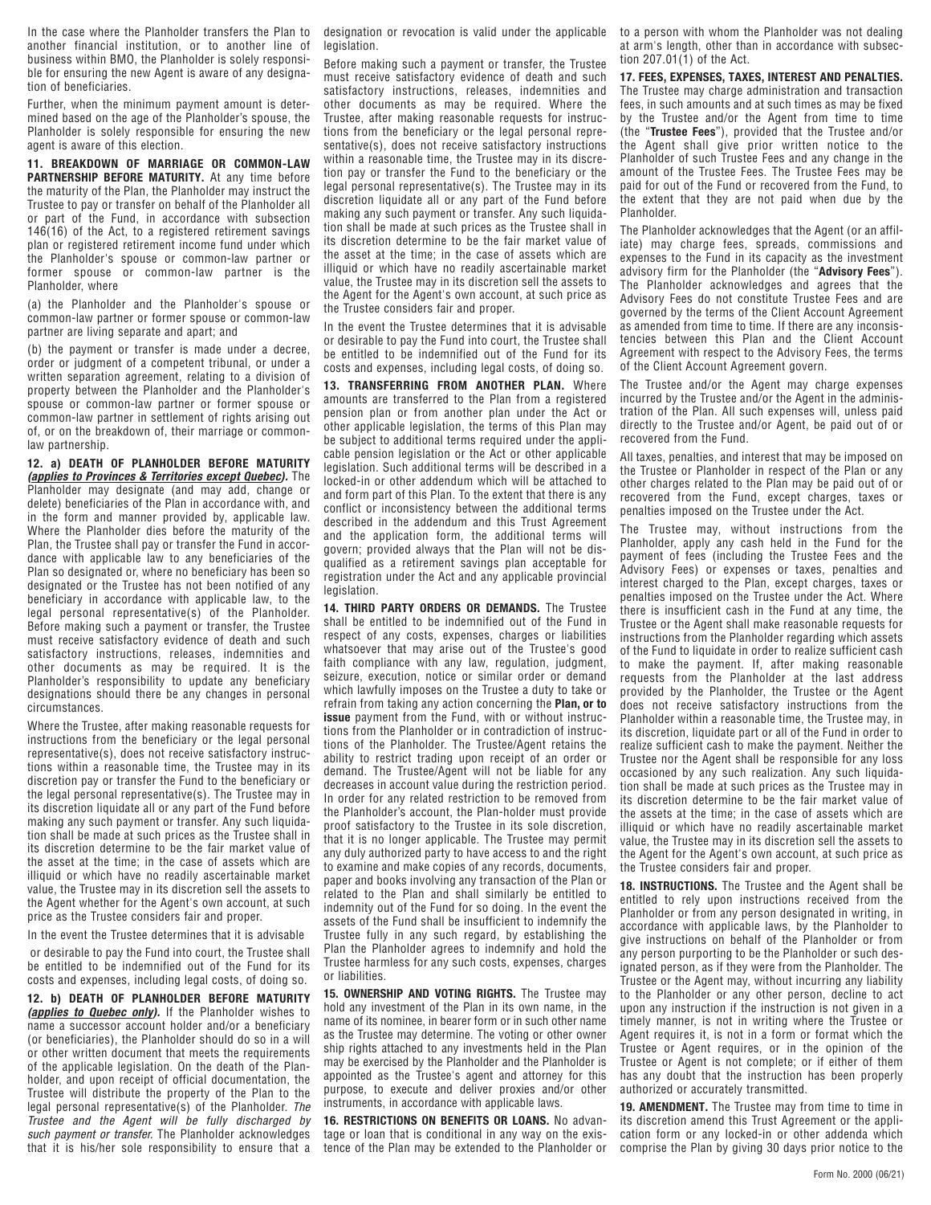In the case where the Planholder transfers the Plan to another financial institution, or to another line of business within BMO, the Planholder is solely responsible for ensuring the new Agent is aware of any designation of beneficiaries.

Further, when the minimum payment amount is determined based on the age of the Planholder's spouse, the Planholder is solely responsible for ensuring the new agent is aware of this election.

**11. BREAKDOWN OF MARRIAGE OR COMMON-LAW PARTNERSHIP BEFORE MATURITY.** At any time before the maturity of the Plan, the Planholder may instruct the Trustee to pay or transfer on behalf of the Planholder all or part of the Fund, in accordance with subsection 146(16) of the Act, to a registered retirement savings plan or registered retirement income fund under which the Planholder's spouse or common-law partner or former spouse or common-law partner is the Planholder, where

(a) the Planholder and the Planholder's spouse or common-law partner or former spouse or common-law partner are living separate and apart; and

(b) the payment or transfer is made under a decree, order or judgment of a competent tribunal, or under a written separation agreement, relating to a division of property between the Planholder and the Planholder's spouse or common-law partner or former spouse or common-law partner in settlement of rights arising out of, or on the breakdown of, their marriage or common-law partnership.

**12. a) DEATH OF PLANHOLDER BEFORE MATURITY *(applies to Provinces & Territories except Quebec)*.** The Planholder may designate (and may add, change or delete) beneficiaries of the Plan in accordance with, and in the form and manner provided by, applicable law. Where the Planholder dies before the maturity of the Plan, the Trustee shall pay or transfer the Fund in accordance with applicable law to any beneficiaries of the Plan so designated or, where no beneficiary has been so designated or the Trustee has not been notified of any beneficiary in accordance with applicable law, to the legal personal representative(s) of the Planholder. Before making such a payment or transfer, the Trustee must receive satisfactory evidence of death and such satisfactory instructions, releases, indemnities and other documents as may be required. It is the Planholder's responsibility to update any beneficiary designations should there be any changes in personal circumstances.

Where the Trustee, after making reasonable requests for instructions from the beneficiary or the legal personal representative(s), does not receive satisfactory instructions within a reasonable time, the Trustee may in its discretion pay or transfer the Fund to the beneficiary or the legal personal representative(s). The Trustee may in its discretion liquidate all or any part of the Fund before making any such payment or transfer. Any such liquidation shall be made at such prices as the Trustee shall in its discretion determine to be the fair market value of the asset at the time; in the case of assets which are illiquid or which have no readily ascertainable market value, the Trustee may in its discretion sell the assets to the Agent whether for the Agent's own account, at such price as the Trustee considers fair and proper.

In the event the Trustee determines that it is advisable or desirable to pay the Fund into court, the Trustee shall be entitled to be indemnified out of the Fund for its costs and expenses, including legal costs, of doing so.

**12. b) DEATH OF PLANHOLDER BEFORE MATURITY *(applies to Quebec only)*.** If the Planholder wishes to name a successor account holder and/or a beneficiary (or beneficiaries), the Planholder should do so in a will or other written document that meets the requirements of the applicable legislation. On the death of the Planholder, and upon receipt of official documentation, the Trustee will distribute the property of the Plan to the legal personal representative(s) of the Planholder. *The Trustee and the Agent will be fully discharged by such payment or transfer.* The Planholder acknowledges that it is his/her sole responsibility to ensure that a designation or revocation is valid under the applicable legislation.

Before making such a payment or transfer, the Trustee must receive satisfactory evidence of death and such satisfactory instructions, releases, indemnities and other documents as may be required. Where the Trustee, after making reasonable requests for instructions from the beneficiary or the legal personal representative(s), does not receive satisfactory instructions within a reasonable time, the Trustee may in its discretion pay or transfer the Fund to the beneficiary or the legal personal representative(s). The Trustee may in its discretion liquidate all or any part of the Fund before making any such payment or transfer. Any such liquidation shall be made at such prices as the Trustee shall in its discretion determine to be the fair market value of the asset at the time; in the case of assets which are illiquid or which have no readily ascertainable market value, the Trustee may in its discretion sell the assets to the Agent for the Agent's own account, at such price as the Trustee considers fair and proper.

In the event the Trustee determines that it is advisable or desirable to pay the Fund into court, the Trustee shall be entitled to be indemnified out of the Fund for its costs and expenses, including legal costs, of doing so.

**13. TRANSFERRING FROM ANOTHER PLAN.** Where amounts are transferred to the Plan from a registered pension plan or from another plan under the Act or other applicable legislation, the terms of this Plan may be subject to additional terms required under the applicable pension legislation or the Act or other applicable legislation. Such additional terms will be described in a locked-in or other addendum which will be attached to and form part of this Plan. To the extent that there is any conflict or inconsistency between the additional terms described in the addendum and this Trust Agreement and the application form, the additional terms will govern; provided always that the Plan will not be disqualified as a retirement savings plan acceptable for registration under the Act and any applicable provincial legislation.

**14. THIRD PARTY ORDERS OR DEMANDS.** The Trustee shall be entitled to be indemnified out of the Fund in respect of any costs, expenses, charges or liabilities whatsoever that may arise out of the Trustee's good faith compliance with any law, regulation, judgment, seizure, execution, notice or similar order or demand which lawfully imposes on the Trustee a duty to take or refrain from taking any action concerning the **Plan, or to issue** payment from the Fund, with or without instructions from the Planholder or in contradiction of instructions of the Planholder. The Trustee/Agent retains the ability to restrict trading upon receipt of an order or demand. The Trustee/Agent will not be liable for any decreases in account value during the restriction period. In order for any related restriction to be removed from the Planholder's account, the Plan-holder must provide proof satisfactory to the Trustee in its sole discretion, that it is no longer applicable. The Trustee may permit any duly authorized party to have access to and the right to examine and make copies of any records, documents, paper and books involving any transaction of the Plan or related to the Plan and shall similarly be entitled to indemnity out of the Fund for so doing. In the event the assets of the Fund shall be insufficient to indemnify the Trustee fully in any such regard, by establishing the Plan the Planholder agrees to indemnify and hold the Trustee harmless for any such costs, expenses, charges or liabilities.

**15. OWNERSHIP AND VOTING RIGHTS.** The Trustee may hold any investment of the Plan in its own name, in the name of its nominee, in bearer form or in such other name as the Trustee may determine. The voting or other owner ship rights attached to any investments held in the Plan may be exercised by the Planholder and the Planholder is appointed as the Trustee's agent and attorney for this purpose, to execute and deliver proxies and/or other instruments, in accordance with applicable laws.

**16. RESTRICTIONS ON BENEFITS OR LOANS.** No advantage or loan that is conditional in any way on the existence of the Plan may be extended to the Planholder or to a person with whom the Planholder was not dealing at arm's length, other than in accordance with subsection 207.01(1) of the Act.

**17. FEES, EXPENSES, TAXES, INTEREST AND PENALTIES.** The Trustee may charge administration and transaction fees, in such amounts and at such times as may be fixed by the Trustee and/or the Agent from time to time (the "**Trustee Fees**"), provided that the Trustee and/or the Agent shall give prior written notice to the Planholder of such Trustee Fees and any change in the amount of the Trustee Fees. The Trustee Fees may be paid for out of the Fund or recovered from the Fund, to the extent that they are not paid when due by the Planholder.

The Planholder acknowledges that the Agent (or an affiliate) may charge fees, spreads, commissions and expenses to the Fund in its capacity as the investment advisory firm for the Planholder (the "**Advisory Fees**"). The Planholder acknowledges and agrees that the Advisory Fees do not constitute Trustee Fees and are governed by the terms of the Client Account Agreement as amended from time to time. If there are any inconsistencies between this Plan and the Client Account Agreement with respect to the Advisory Fees, the terms of the Client Account Agreement govern.

The Trustee and/or the Agent may charge expenses incurred by the Trustee and/or the Agent in the administration of the Plan. All such expenses will, unless paid directly to the Trustee and/or Agent, be paid out of or recovered from the Fund.

All taxes, penalties, and interest that may be imposed on the Trustee or Planholder in respect of the Plan or any other charges related to the Plan may be paid out of or recovered from the Fund, except charges, taxes or penalties imposed on the Trustee under the Act.

The Trustee may, without instructions from the Planholder, apply any cash held in the Fund for the payment of fees (including the Trustee Fees and the Advisory Fees) or expenses or taxes, penalties and interest charged to the Plan, except charges, taxes or penalties imposed on the Trustee under the Act. Where there is insufficient cash in the Fund at any time, the Trustee or the Agent shall make reasonable requests for instructions from the Planholder regarding which assets of the Fund to liquidate in order to realize sufficient cash to make the payment. If, after making reasonable requests from the Planholder at the last address provided by the Planholder, the Trustee or the Agent does not receive satisfactory instructions from the Planholder within a reasonable time, the Trustee may, in its discretion, liquidate part or all of the Fund in order to realize sufficient cash to make the payment. Neither the Trustee nor the Agent shall be responsible for any loss occasioned by any such realization. Any such liquidation shall be made at such prices as the Trustee may in its discretion determine to be the fair market value of the assets at the time; in the case of assets which are illiquid or which have no readily ascertainable market value, the Trustee may in its discretion sell the assets to the Agent for the Agent's own account, at such price as the Trustee considers fair and proper.

**18. INSTRUCTIONS.** The Trustee and the Agent shall be entitled to rely upon instructions received from the Planholder or from any person designated in writing, in accordance with applicable laws, by the Planholder to give instructions on behalf of the Planholder or from any person purporting to be the Planholder or such designated person, as if they were from the Planholder. The Trustee or the Agent may, without incurring any liability to the Planholder or any other person, decline to act upon any instruction if the instruction is not given in a timely manner, is not in writing where the Trustee or Agent requires it, is not in a form or format which the Trustee or Agent requires, or in the opinion of the Trustee or Agent is not complete; or if either of them has any doubt that the instruction has been properly authorized or accurately transmitted.

**19. AMENDMENT.** The Trustee may from time to time in its discretion amend this Trust Agreement or the application form or any locked-in or other addenda which comprise the Plan by giving 30 days prior notice to the

Form No. 2000 (06/21)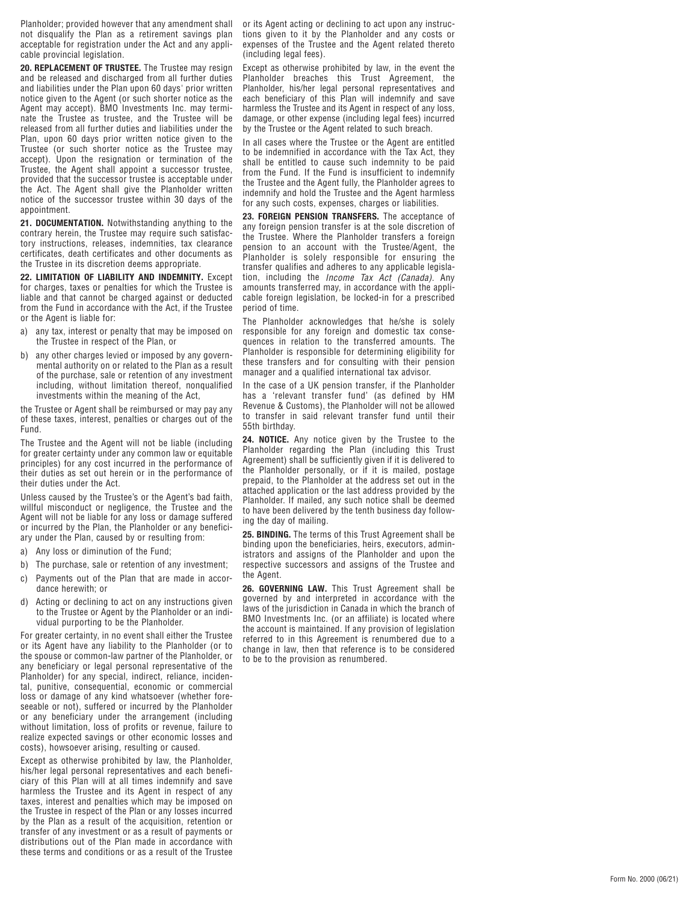Planholder; provided however that any amendment shall not disqualify the Plan as a retirement savings plan acceptable for registration under the Act and any applicable provincial legislation.

**20. REPLACEMENT OF TRUSTEE.** The Trustee may resign and be released and discharged from all further duties and liabilities under the Plan upon 60 days' prior written notice given to the Agent (or such shorter notice as the Agent may accept). BMO Investments Inc. may terminate the Trustee as trustee, and the Trustee will be released from all further duties and liabilities under the Plan, upon 60 days prior written notice given to the Trustee (or such shorter notice as the Trustee may accept). Upon the resignation or termination of the Trustee, the Agent shall appoint a successor trustee, provided that the successor trustee is acceptable under the Act. The Agent shall give the Planholder written notice of the successor trustee within 30 days of the appointment.

**21. DOCUMENTATION.** Notwithstanding anything to the contrary herein, the Trustee may require such satisfactory instructions, releases, indemnities, tax clearance certificates, death certificates and other documents as the Trustee in its discretion deems appropriate.

**22. LIMITATION OF LIABILITY AND INDEMNITY.** Except for charges, taxes or penalties for which the Trustee is liable and that cannot be charged against or deducted from the Fund in accordance with the Act, if the Trustee or the Agent is liable for:

a) any tax, interest or penalty that may be imposed on the Trustee in respect of the Plan, or
b) any other charges levied or imposed by any governmental authority on or related to the Plan as a result of the purchase, sale or retention of any investment including, without limitation thereof, nonqualified investments within the meaning of the Act,

the Trustee or Agent shall be reimbursed or may pay any of these taxes, interest, penalties or charges out of the Fund.

The Trustee and the Agent will not be liable (including for greater certainty under any common law or equitable principles) for any cost incurred in the performance of their duties as set out herein or in the performance of their duties under the Act.

Unless caused by the Trustee's or the Agent's bad faith, willful misconduct or negligence, the Trustee and the Agent will not be liable for any loss or damage suffered or incurred by the Plan, the Planholder or any beneficiary under the Plan, caused by or resulting from:

a) Any loss or diminution of the Fund;
b) The purchase, sale or retention of any investment;
c) Payments out of the Plan that are made in accordance herewith; or
d) Acting or declining to act on any instructions given to the Trustee or Agent by the Planholder or an individual purporting to be the Planholder.

For greater certainty, in no event shall either the Trustee or its Agent have any liability to the Planholder (or to the spouse or common-law partner of the Planholder, or any beneficiary or legal personal representative of the Planholder) for any special, indirect, reliance, incidental, punitive, consequential, economic or commercial loss or damage of any kind whatsoever (whether foreseeable or not), suffered or incurred by the Planholder or any beneficiary under the arrangement (including without limitation, loss of profits or revenue, failure to realize expected savings or other economic losses and costs), howsoever arising, resulting or caused.

Except as otherwise prohibited by law, the Planholder, his/her legal personal representatives and each beneficiary of this Plan will at all times indemnify and save harmless the Trustee and its Agent in respect of any taxes, interest and penalties which may be imposed on the Trustee in respect of the Plan or any losses incurred by the Plan as a result of the acquisition, retention or transfer of any investment or as a result of payments or distributions out of the Plan made in accordance with these terms and conditions or as a result of the Trustee or its Agent acting or declining to act upon any instructions given to it by the Planholder and any costs or expenses of the Trustee and the Agent related thereto (including legal fees).

Except as otherwise prohibited by law, in the event the Planholder breaches this Trust Agreement, the Planholder, his/her legal personal representatives and each beneficiary of this Plan will indemnify and save harmless the Trustee and its Agent in respect of any loss, damage, or other expense (including legal fees) incurred by the Trustee or the Agent related to such breach.

In all cases where the Trustee or the Agent are entitled to be indemnified in accordance with the Tax Act, they shall be entitled to cause such indemnity to be paid from the Fund. If the Fund is insufficient to indemnify the Trustee and the Agent fully, the Planholder agrees to indemnify and hold the Trustee and the Agent harmless for any such costs, expenses, charges or liabilities.

**23. FOREIGN PENSION TRANSFERS.** The acceptance of any foreign pension transfer is at the sole discretion of the Trustee. Where the Planholder transfers a foreign pension to an account with the Trustee/Agent, the Planholder is solely responsible for ensuring the transfer qualifies and adheres to any applicable legislation, including the *Income Tax Act (Canada)*. Any amounts transferred may, in accordance with the applicable foreign legislation, be locked-in for a prescribed period of time.

The Planholder acknowledges that he/she is solely responsible for any foreign and domestic tax consequences in relation to the transferred amounts. The Planholder is responsible for determining eligibility for these transfers and for consulting with their pension manager and a qualified international tax advisor.

In the case of a UK pension transfer, if the Planholder has a 'relevant transfer fund' (as defined by HM Revenue & Customs), the Planholder will not be allowed to transfer in said relevant transfer fund until their 55th birthday.

**24. NOTICE.** Any notice given by the Trustee to the Planholder regarding the Plan (including this Trust Agreement) shall be sufficiently given if it is delivered to the Planholder personally, or if it is mailed, postage prepaid, to the Planholder at the address set out in the attached application or the last address provided by the Planholder. If mailed, any such notice shall be deemed to have been delivered by the tenth business day following the day of mailing.

**25. BINDING.** The terms of this Trust Agreement shall be binding upon the beneficiaries, heirs, executors, administrators and assigns of the Planholder and upon the respective successors and assigns of the Trustee and the Agent.

**26. GOVERNING LAW.** This Trust Agreement shall be governed by and interpreted in accordance with the laws of the jurisdiction in Canada in which the branch of BMO Investments Inc. (or an affiliate) is located where the account is maintained. If any provision of legislation referred to in this Agreement is renumbered due to a change in law, then that reference is to be considered to be to the provision as renumbered.

Form No. 2000 (06/21)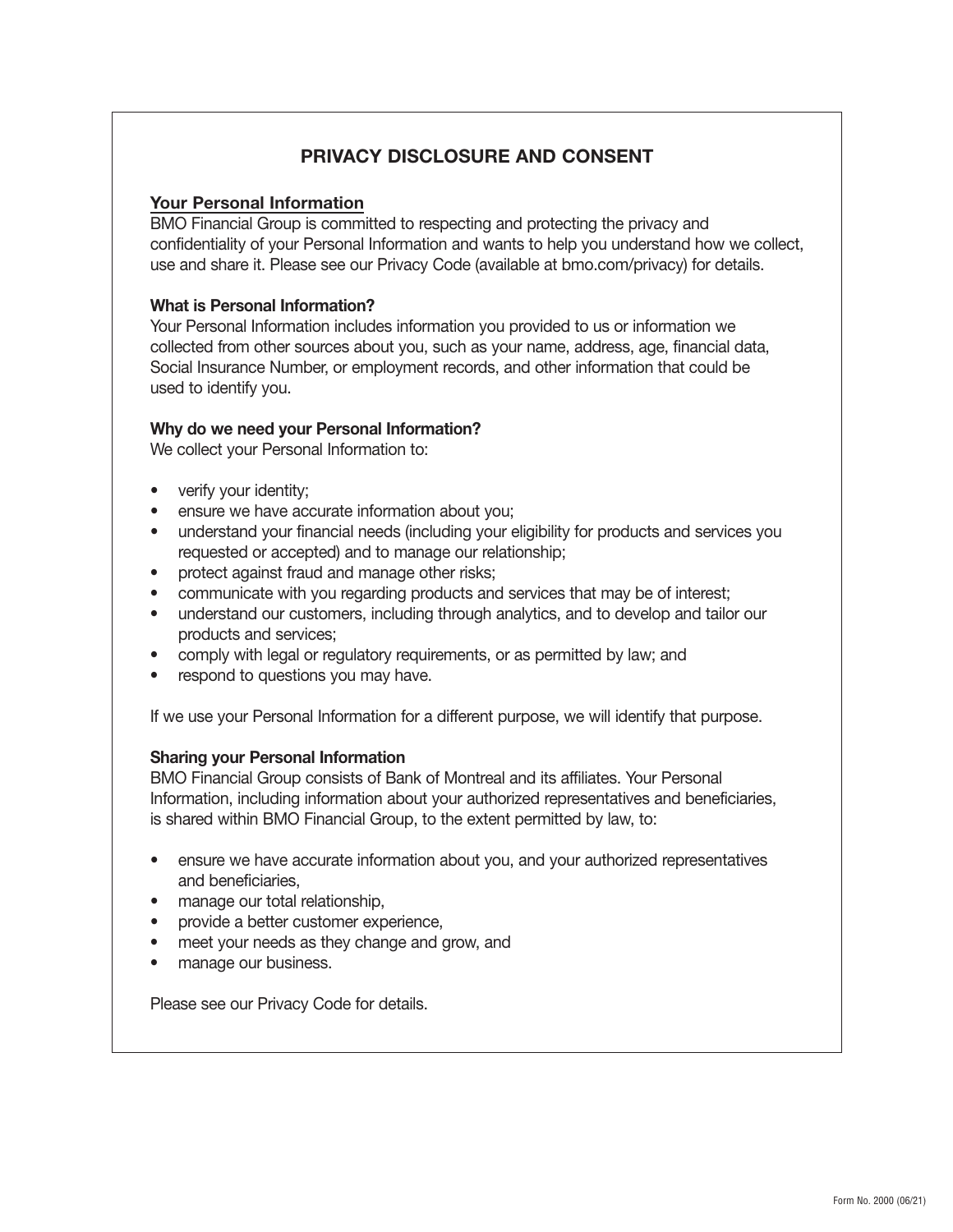# PRIVACY DISCLOSURE AND CONSENT

## Your Personal Information

BMO Financial Group is committed to respecting and protecting the privacy and confidentiality of your Personal Information and wants to help you understand how we collect, use and share it. Please see our Privacy Code (available at bmo.com/privacy) for details.

### What is Personal Information?

Your Personal Information includes information you provided to us or information we collected from other sources about you, such as your name, address, age, financial data, Social Insurance Number, or employment records, and other information that could be used to identify you.

### Why do we need your Personal Information?

We collect your Personal Information to:

- verify your identity;
- ensure we have accurate information about you;
- understand your financial needs (including your eligibility for products and services you requested or accepted) and to manage our relationship;
- protect against fraud and manage other risks;
- communicate with you regarding products and services that may be of interest;
- understand our customers, including through analytics, and to develop and tailor our products and services;
- comply with legal or regulatory requirements, or as permitted by law; and
- respond to questions you may have.

If we use your Personal Information for a different purpose, we will identify that purpose.

### Sharing your Personal Information

BMO Financial Group consists of Bank of Montreal and its affiliates. Your Personal Information, including information about your authorized representatives and beneficiaries, is shared within BMO Financial Group, to the extent permitted by law, to:

- ensure we have accurate information about you, and your authorized representatives and beneficiaries,
- manage our total relationship,
- provide a better customer experience,
- meet your needs as they change and grow, and
- manage our business.

Please see our Privacy Code for details.

Form No. 2000 (06/21)